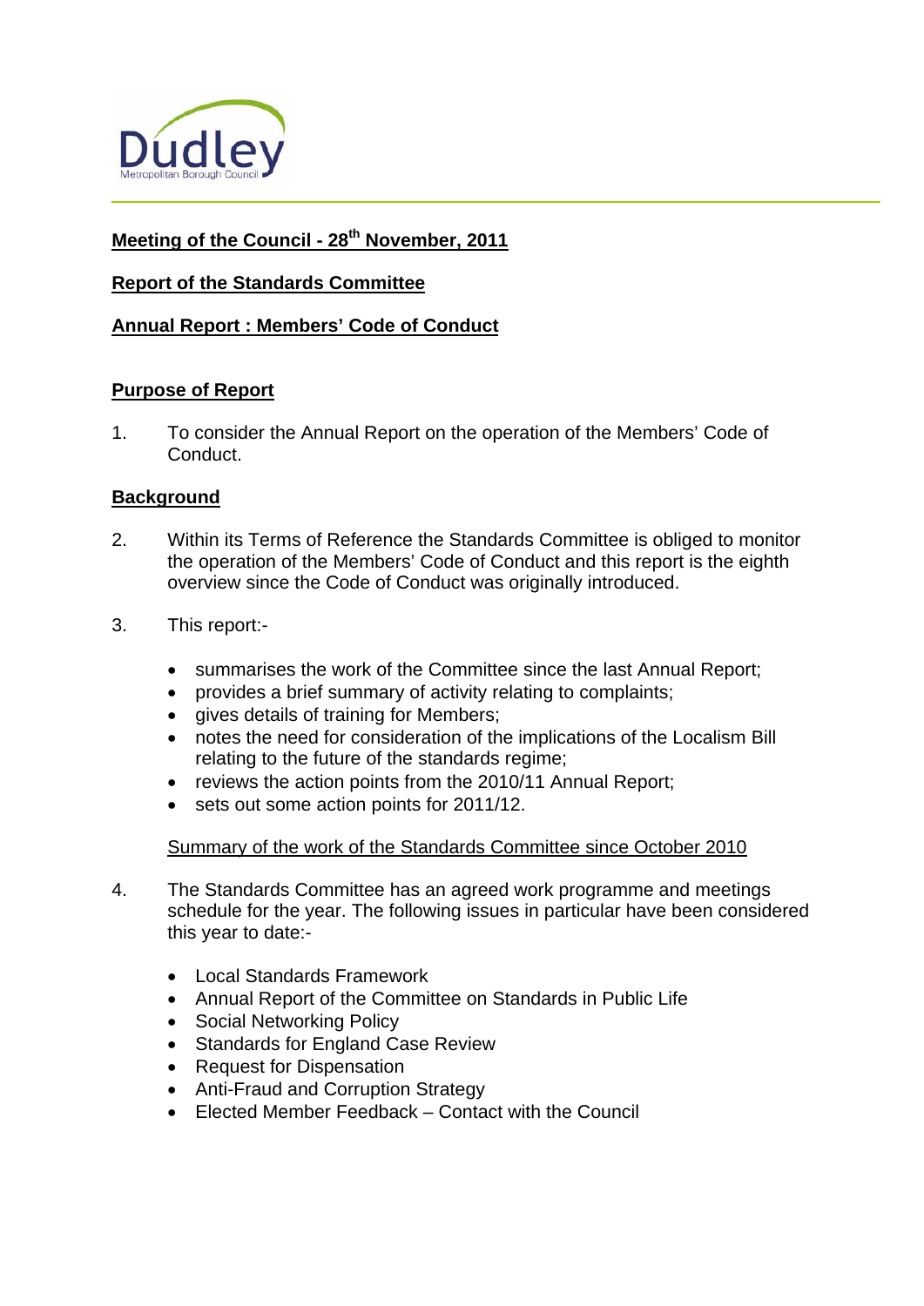**Meeting of the Council - 28th November, 2011**

**Report of the Standards Committee**

**Annual Report : Members' Code of Conduct**

**Purpose of Report**

1. To consider the Annual Report on the operation of the Members' Code of Conduct.

**Background**

2. Within its Terms of Reference the Standards Committee is obliged to monitor the operation of the Members' Code of Conduct and this report is the eighth overview since the Code of Conduct was originally introduced.

3. This report:-

   - summarises the work of the Committee since the last Annual Report;
   - provides a brief summary of activity relating to complaints;
   - gives details of training for Members;
   - notes the need for consideration of the implications of the Localism Bill relating to the future of the standards regime;
   - reviews the action points from the 2010/11 Annual Report;
   - sets out some action points for 2011/12.

   Summary of the work of the Standards Committee since October 2010

4. The Standards Committee has an agreed work programme and meetings schedule for the year. The following issues in particular have been considered this year to date:-

   - Local Standards Framework
   - Annual Report of the Committee on Standards in Public Life
   - Social Networking Policy
   - Standards for England Case Review
   - Request for Dispensation
   - Anti-Fraud and Corruption Strategy
   - Elected Member Feedback – Contact with the Council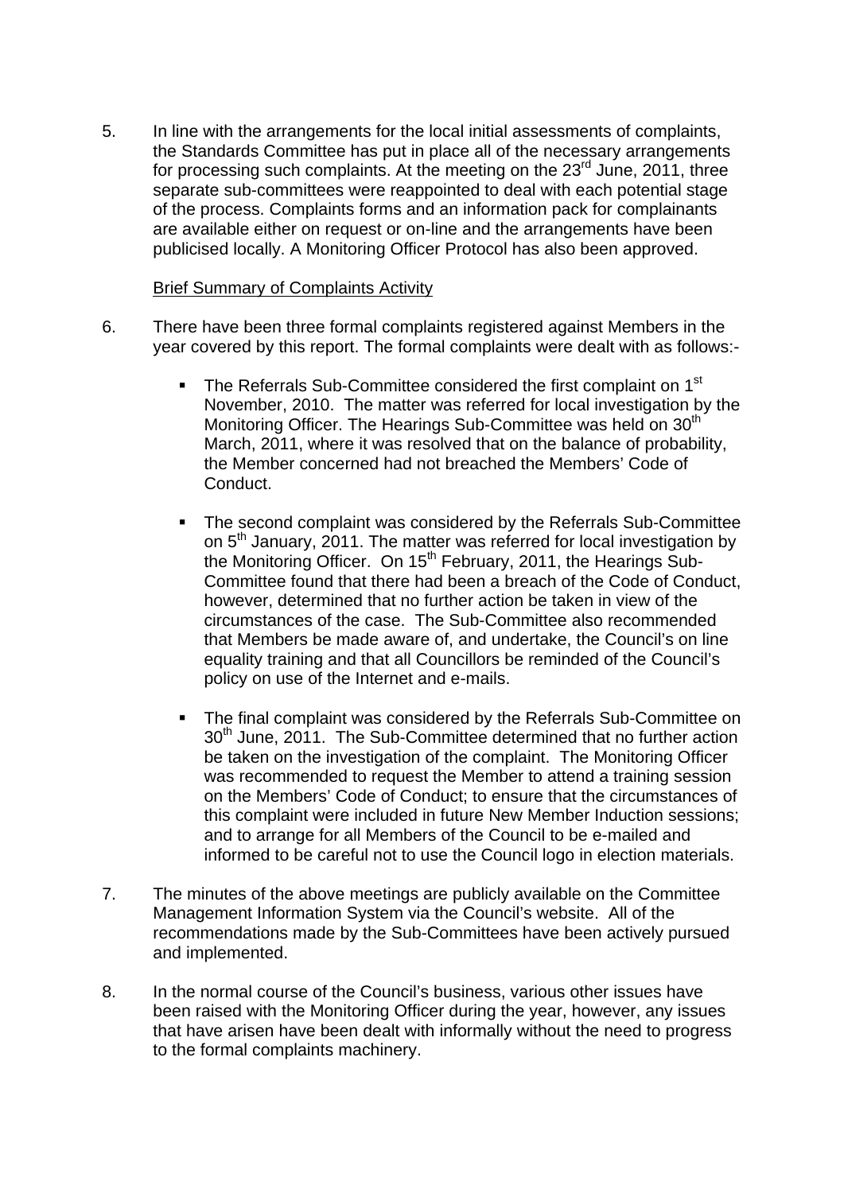5. In line with the arrangements for the local initial assessments of complaints, the Standards Committee has put in place all of the necessary arrangements for processing such complaints. At the meeting on the 23rd June, 2011, three separate sub-committees were reappointed to deal with each potential stage of the process. Complaints forms and an information pack for complainants are available either on request or on-line and the arrangements have been publicised locally. A Monitoring Officer Protocol has also been approved.

Brief Summary of Complaints Activity

6. There have been three formal complaints registered against Members in the year covered by this report. The formal complaints were dealt with as follows:-

   - The Referrals Sub-Committee considered the first complaint on 1st November, 2010. The matter was referred for local investigation by the Monitoring Officer. The Hearings Sub-Committee was held on 30th March, 2011, where it was resolved that on the balance of probability, the Member concerned had not breached the Members' Code of Conduct.

   - The second complaint was considered by the Referrals Sub-Committee on 5th January, 2011. The matter was referred for local investigation by the Monitoring Officer. On 15th February, 2011, the Hearings Sub-Committee found that there had been a breach of the Code of Conduct, however, determined that no further action be taken in view of the circumstances of the case. The Sub-Committee also recommended that Members be made aware of, and undertake, the Council's on line equality training and that all Councillors be reminded of the Council's policy on use of the Internet and e-mails.

   - The final complaint was considered by the Referrals Sub-Committee on 30th June, 2011. The Sub-Committee determined that no further action be taken on the investigation of the complaint. The Monitoring Officer was recommended to request the Member to attend a training session on the Members' Code of Conduct; to ensure that the circumstances of this complaint were included in future New Member Induction sessions; and to arrange for all Members of the Council to be e-mailed and informed to be careful not to use the Council logo in election materials.

7. The minutes of the above meetings are publicly available on the Committee Management Information System via the Council's website. All of the recommendations made by the Sub-Committees have been actively pursued and implemented.

8. In the normal course of the Council's business, various other issues have been raised with the Monitoring Officer during the year, however, any issues that have arisen have been dealt with informally without the need to progress to the formal complaints machinery.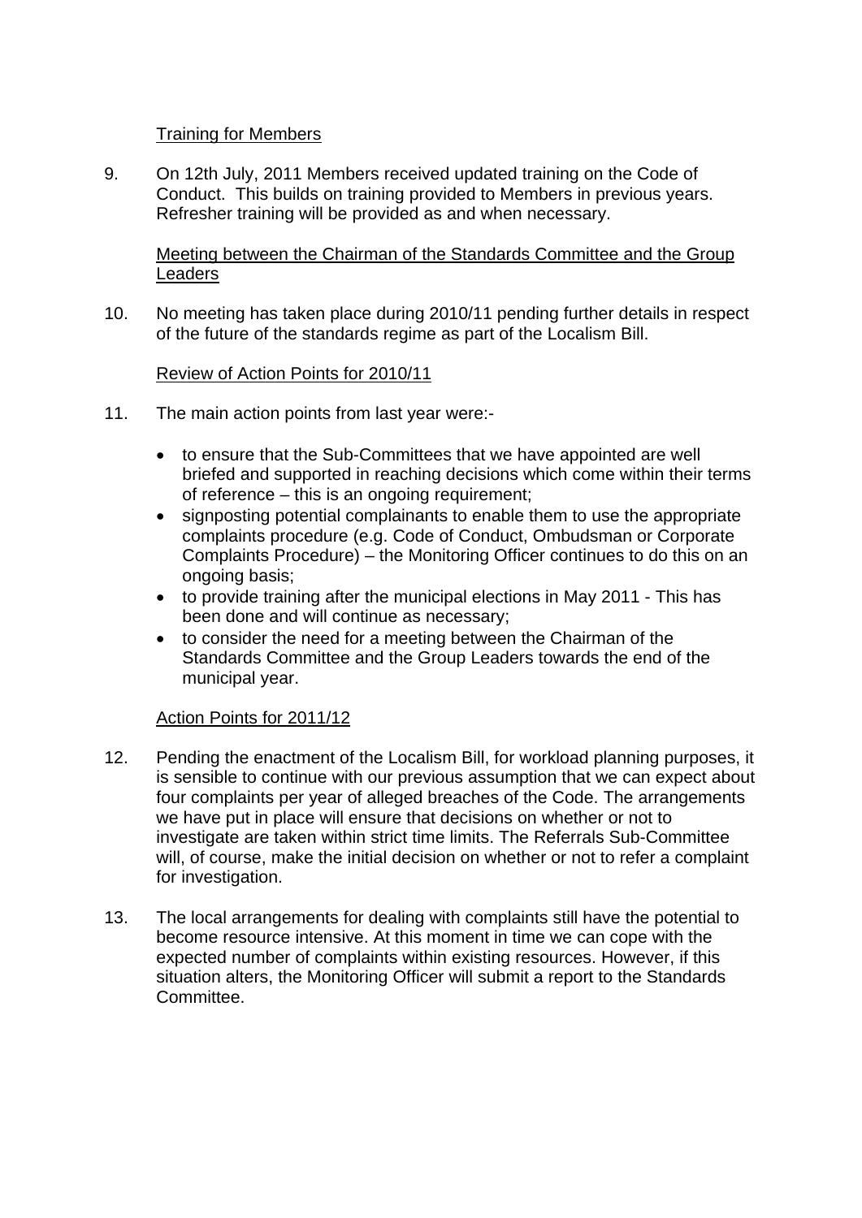Training for Members

9. On 12th July, 2011 Members received updated training on the Code of Conduct. This builds on training provided to Members in previous years. Refresher training will be provided as and when necessary.

Meeting between the Chairman of the Standards Committee and the Group Leaders

10. No meeting has taken place during 2010/11 pending further details in respect of the future of the standards regime as part of the Localism Bill.

Review of Action Points for 2010/11

11. The main action points from last year were:-

    - to ensure that the Sub-Committees that we have appointed are well briefed and supported in reaching decisions which come within their terms of reference – this is an ongoing requirement;
    - signposting potential complainants to enable them to use the appropriate complaints procedure (e.g. Code of Conduct, Ombudsman or Corporate Complaints Procedure) – the Monitoring Officer continues to do this on an ongoing basis;
    - to provide training after the municipal elections in May 2011 - This has been done and will continue as necessary;
    - to consider the need for a meeting between the Chairman of the Standards Committee and the Group Leaders towards the end of the municipal year.

Action Points for 2011/12

12. Pending the enactment of the Localism Bill, for workload planning purposes, it is sensible to continue with our previous assumption that we can expect about four complaints per year of alleged breaches of the Code. The arrangements we have put in place will ensure that decisions on whether or not to investigate are taken within strict time limits. The Referrals Sub-Committee will, of course, make the initial decision on whether or not to refer a complaint for investigation.

13. The local arrangements for dealing with complaints still have the potential to become resource intensive. At this moment in time we can cope with the expected number of complaints within existing resources. However, if this situation alters, the Monitoring Officer will submit a report to the Standards Committee.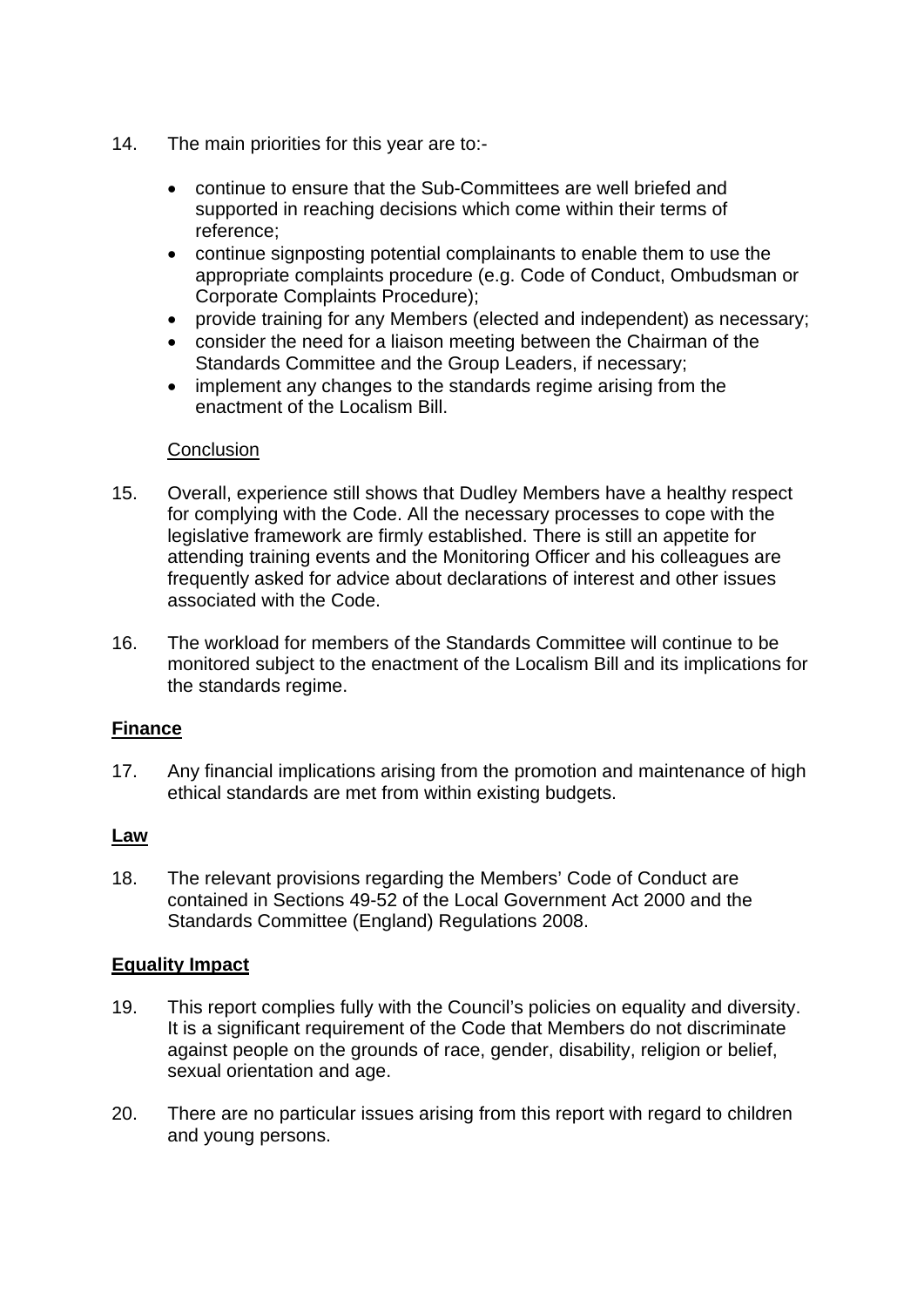14. The main priorities for this year are to:-

    - continue to ensure that the Sub-Committees are well briefed and supported in reaching decisions which come within their terms of reference;
    - continue signposting potential complainants to enable them to use the appropriate complaints procedure (e.g. Code of Conduct, Ombudsman or Corporate Complaints Procedure);
    - provide training for any Members (elected and independent) as necessary;
    - consider the need for a liaison meeting between the Chairman of the Standards Committee and the Group Leaders, if necessary;
    - implement any changes to the standards regime arising from the enactment of the Localism Bill.

Conclusion

15. Overall, experience still shows that Dudley Members have a healthy respect for complying with the Code. All the necessary processes to cope with the legislative framework are firmly established. There is still an appetite for attending training events and the Monitoring Officer and his colleagues are frequently asked for advice about declarations of interest and other issues associated with the Code.

16. The workload for members of the Standards Committee will continue to be monitored subject to the enactment of the Localism Bill and its implications for the standards regime.

**Finance**

17. Any financial implications arising from the promotion and maintenance of high ethical standards are met from within existing budgets.

**Law**

18. The relevant provisions regarding the Members' Code of Conduct are contained in Sections 49-52 of the Local Government Act 2000 and the Standards Committee (England) Regulations 2008.

**Equality Impact**

19. This report complies fully with the Council's policies on equality and diversity. It is a significant requirement of the Code that Members do not discriminate against people on the grounds of race, gender, disability, religion or belief, sexual orientation and age.

20. There are no particular issues arising from this report with regard to children and young persons.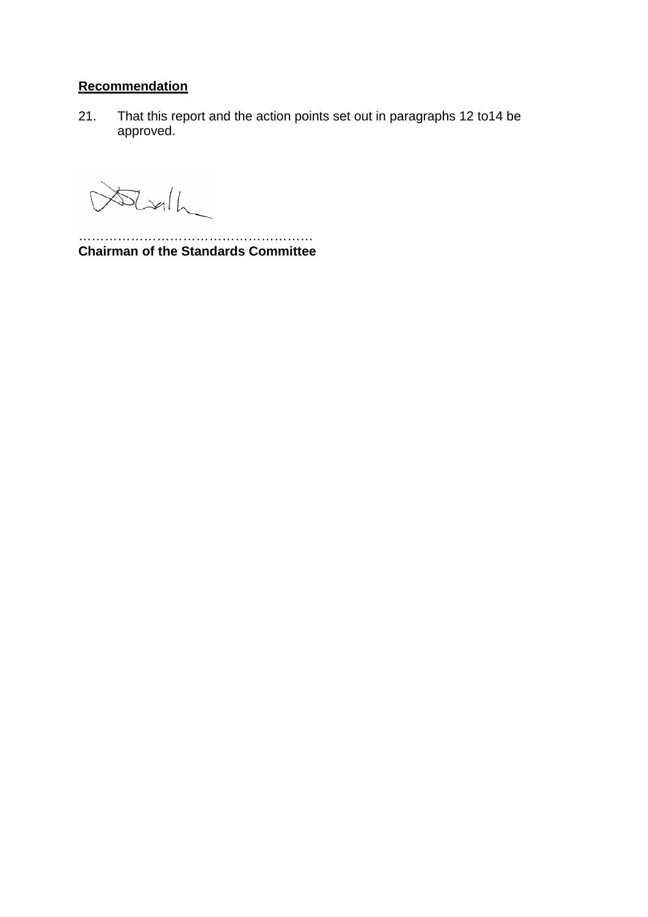**Recommendation**

21. That this report and the action points set out in paragraphs 12 to14 be approved.

……………………………………………….
**Chairman of the Standards Committee**